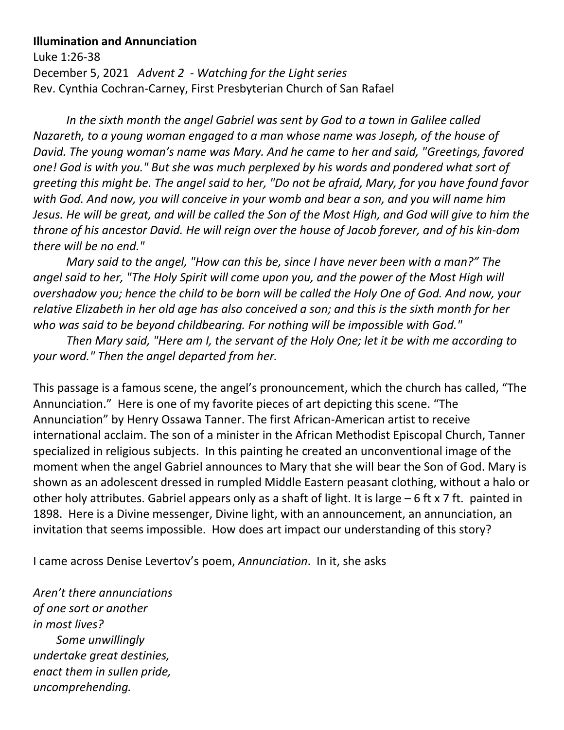**Illumination and Annunciation**

Luke 1:26-38

December 5, 2021 *Advent 2 - Watching for the Light series*

Rev. Cynthia Cochran-Carney, First Presbyterian Church of San Rafael

*In the sixth month the angel Gabriel was sent by God to a town in Galilee called Nazareth, to a young woman engaged to a man whose name was Joseph, of the house of David. The young woman's name was Mary. And he came to her and said, "Greetings, favored one! God is with you." But she was much perplexed by his words and pondered what sort of greeting this might be. The angel said to her, "Do not be afraid, Mary, for you have found favor with God. And now, you will conceive in your womb and bear a son, and you will name him Jesus. He will be great, and will be called the Son of the Most High, and God will give to him the throne of his ancestor David. He will reign over the house of Jacob forever, and of his kin-dom there will be no end."*

*Mary said to the angel, "How can this be, since I have never been with a man?" The angel said to her, "The Holy Spirit will come upon you, and the power of the Most High will overshadow you; hence the child to be born will be called the Holy One of God. And now, your relative Elizabeth in her old age has also conceived a son; and this is the sixth month for her who was said to be beyond childbearing. For nothing will be impossible with God."*

*Then Mary said, "Here am I, the servant of the Holy One; let it be with me according to your word." Then the angel departed from her.*

This passage is a famous scene, the angel's pronouncement, which the church has called, "The Annunciation." Here is one of my favorite pieces of art depicting this scene. "The Annunciation" by Henry Ossawa Tanner. The first African-American artist to receive international acclaim. The son of a minister in the African Methodist Episcopal Church, Tanner specialized in religious subjects. In this painting he created an unconventional image of the moment when the angel Gabriel announces to Mary that she will bear the Son of God. Mary is shown as an adolescent dressed in rumpled Middle Eastern peasant clothing, without a halo or other holy attributes. Gabriel appears only as a shaft of light. It is large – 6 ft x 7 ft. painted in 1898. Here is a Divine messenger, Divine light, with an announcement, an annunciation, an invitation that seems impossible. How does art impact our understanding of this story?

I came across Denise Levertov's poem, *Annunciation*. In it, she asks

*Aren't there annunciations*
*of one sort or another*
*in most lives?*
*Some unwillingly*
*undertake great destinies,*
*enact them in sullen pride,*
*uncomprehending.*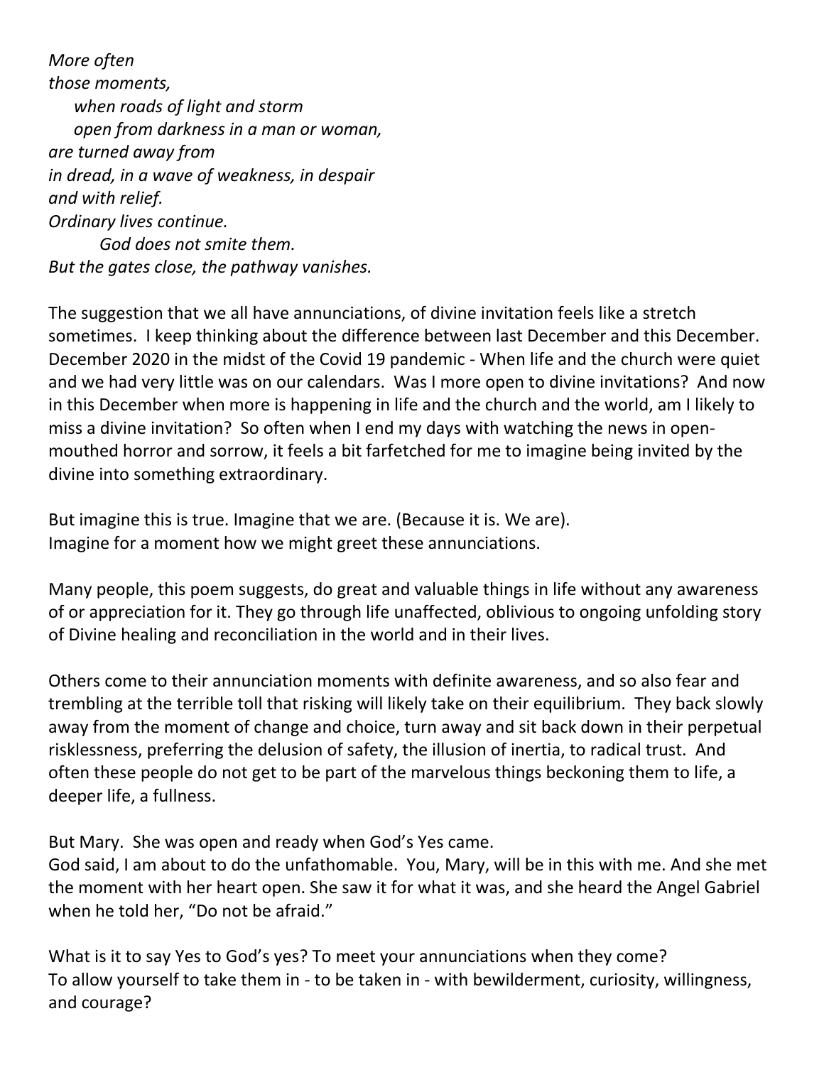*More often*
*those moments,*
*when roads of light and storm*
*open from darkness in a man or woman,*
*are turned away from*
*in dread, in a wave of weakness, in despair*
*and with relief.*
*Ordinary lives continue.*
*God does not smite them.*
*But the gates close, the pathway vanishes.*

The suggestion that we all have annunciations, of divine invitation feels like a stretch sometimes. I keep thinking about the difference between last December and this December. December 2020 in the midst of the Covid 19 pandemic - When life and the church were quiet and we had very little was on our calendars. Was I more open to divine invitations? And now in this December when more is happening in life and the church and the world, am I likely to miss a divine invitation? So often when I end my days with watching the news in open-mouthed horror and sorrow, it feels a bit farfetched for me to imagine being invited by the divine into something extraordinary.

But imagine this is true. Imagine that we are. (Because it is. We are).
Imagine for a moment how we might greet these annunciations.

Many people, this poem suggests, do great and valuable things in life without any awareness of or appreciation for it. They go through life unaffected, oblivious to ongoing unfolding story of Divine healing and reconciliation in the world and in their lives.

Others come to their annunciation moments with definite awareness, and so also fear and trembling at the terrible toll that risking will likely take on their equilibrium. They back slowly away from the moment of change and choice, turn away and sit back down in their perpetual risklessness, preferring the delusion of safety, the illusion of inertia, to radical trust. And often these people do not get to be part of the marvelous things beckoning them to life, a deeper life, a fullness.

But Mary. She was open and ready when God's Yes came.
God said, I am about to do the unfathomable. You, Mary, will be in this with me. And she met the moment with her heart open. She saw it for what it was, and she heard the Angel Gabriel when he told her, "Do not be afraid."

What is it to say Yes to God's yes? To meet your annunciations when they come?
To allow yourself to take them in - to be taken in - with bewilderment, curiosity, willingness, and courage?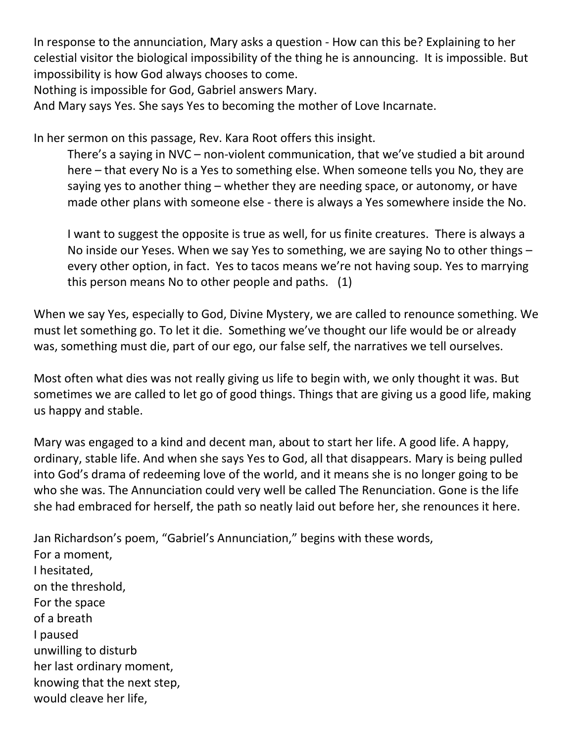In response to the annunciation, Mary asks a question - How can this be? Explaining to her celestial visitor the biological impossibility of the thing he is announcing. It is impossible. But impossibility is how God always chooses to come.
Nothing is impossible for God, Gabriel answers Mary.
And Mary says Yes. She says Yes to becoming the mother of Love Incarnate.

In her sermon on this passage, Rev. Kara Root offers this insight.

> There's a saying in NVC – non-violent communication, that we've studied a bit around here – that every No is a Yes to something else. When someone tells you No, they are saying yes to another thing – whether they are needing space, or autonomy, or have made other plans with someone else - there is always a Yes somewhere inside the No.
>
> I want to suggest the opposite is true as well, for us finite creatures. There is always a No inside our Yeses. When we say Yes to something, we are saying No to other things – every other option, in fact. Yes to tacos means we're not having soup. Yes to marrying this person means No to other people and paths. (1)

When we say Yes, especially to God, Divine Mystery, we are called to renounce something. We must let something go. To let it die. Something we've thought our life would be or already was, something must die, part of our ego, our false self, the narratives we tell ourselves.

Most often what dies was not really giving us life to begin with, we only thought it was. But sometimes we are called to let go of good things. Things that are giving us a good life, making us happy and stable.

Mary was engaged to a kind and decent man, about to start her life. A good life. A happy, ordinary, stable life. And when she says Yes to God, all that disappears. Mary is being pulled into God's drama of redeeming love of the world, and it means she is no longer going to be who she was. The Annunciation could very well be called The Renunciation. Gone is the life she had embraced for herself, the path so neatly laid out before her, she renounces it here.

Jan Richardson's poem, "Gabriel's Annunciation," begins with these words,
For a moment,
I hesitated,
on the threshold,
For the space
of a breath
I paused
unwilling to disturb
her last ordinary moment,
knowing that the next step,
would cleave her life,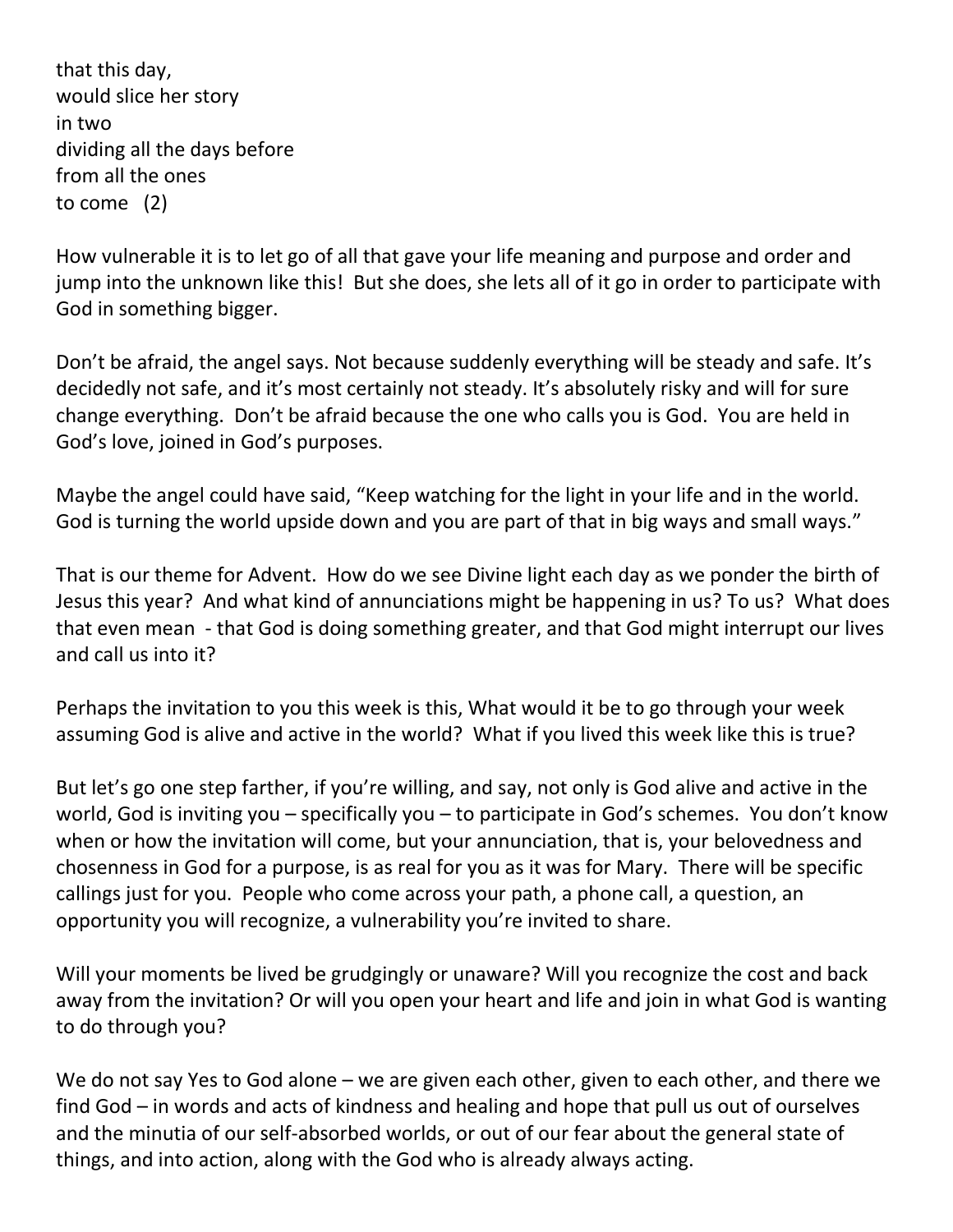that this day,  
would slice her story  
in two  
dividing all the days before  
from all the ones  
to come (2)

How vulnerable it is to let go of all that gave your life meaning and purpose and order and jump into the unknown like this! But she does, she lets all of it go in order to participate with God in something bigger.

Don't be afraid, the angel says. Not because suddenly everything will be steady and safe. It's decidedly not safe, and it's most certainly not steady. It's absolutely risky and will for sure change everything. Don't be afraid because the one who calls you is God. You are held in God's love, joined in God's purposes.

Maybe the angel could have said, "Keep watching for the light in your life and in the world. God is turning the world upside down and you are part of that in big ways and small ways."

That is our theme for Advent. How do we see Divine light each day as we ponder the birth of Jesus this year? And what kind of annunciations might be happening in us? To us? What does that even mean - that God is doing something greater, and that God might interrupt our lives and call us into it?

Perhaps the invitation to you this week is this, What would it be to go through your week assuming God is alive and active in the world? What if you lived this week like this is true?

But let's go one step farther, if you're willing, and say, not only is God alive and active in the world, God is inviting you – specifically you – to participate in God's schemes. You don't know when or how the invitation will come, but your annunciation, that is, your belovedness and chosenness in God for a purpose, is as real for you as it was for Mary. There will be specific callings just for you. People who come across your path, a phone call, a question, an opportunity you will recognize, a vulnerability you're invited to share.

Will your moments be lived be grudgingly or unaware? Will you recognize the cost and back away from the invitation? Or will you open your heart and life and join in what God is wanting to do through you?

We do not say Yes to God alone – we are given each other, given to each other, and there we find God – in words and acts of kindness and healing and hope that pull us out of ourselves and the minutia of our self-absorbed worlds, or out of our fear about the general state of things, and into action, along with the God who is already always acting.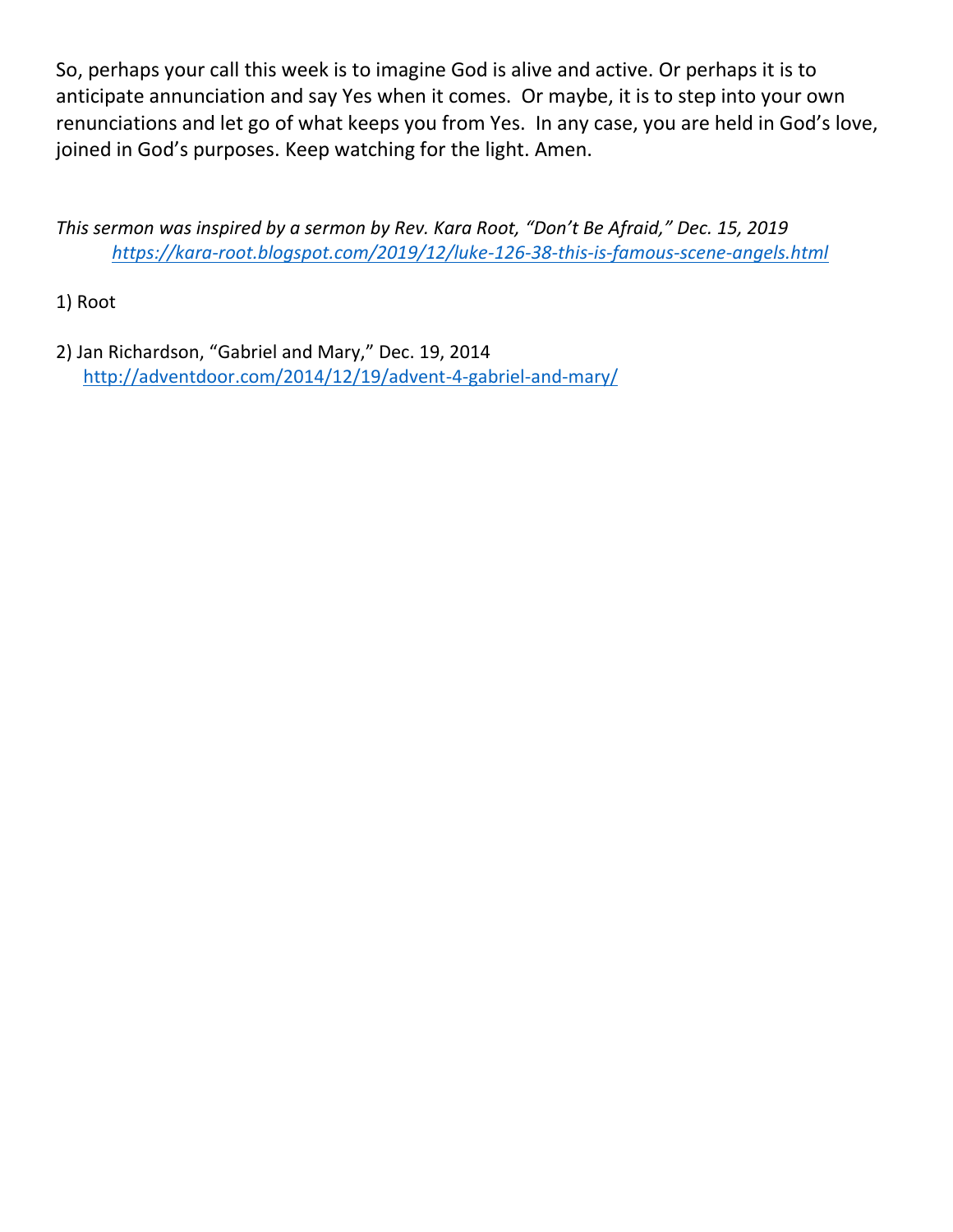So, perhaps your call this week is to imagine God is alive and active. Or perhaps it is to anticipate annunciation and say Yes when it comes. Or maybe, it is to step into your own renunciations and let go of what keeps you from Yes. In any case, you are held in God's love, joined in God's purposes. Keep watching for the light. Amen.

*This sermon was inspired by a sermon by Rev. Kara Root, "Don't Be Afraid," Dec. 15, 2019*
*https://kara-root.blogspot.com/2019/12/luke-126-38-this-is-famous-scene-angels.html*

1) Root

2) Jan Richardson, "Gabriel and Mary," Dec. 19, 2014
http://adventdoor.com/2014/12/19/advent-4-gabriel-and-mary/